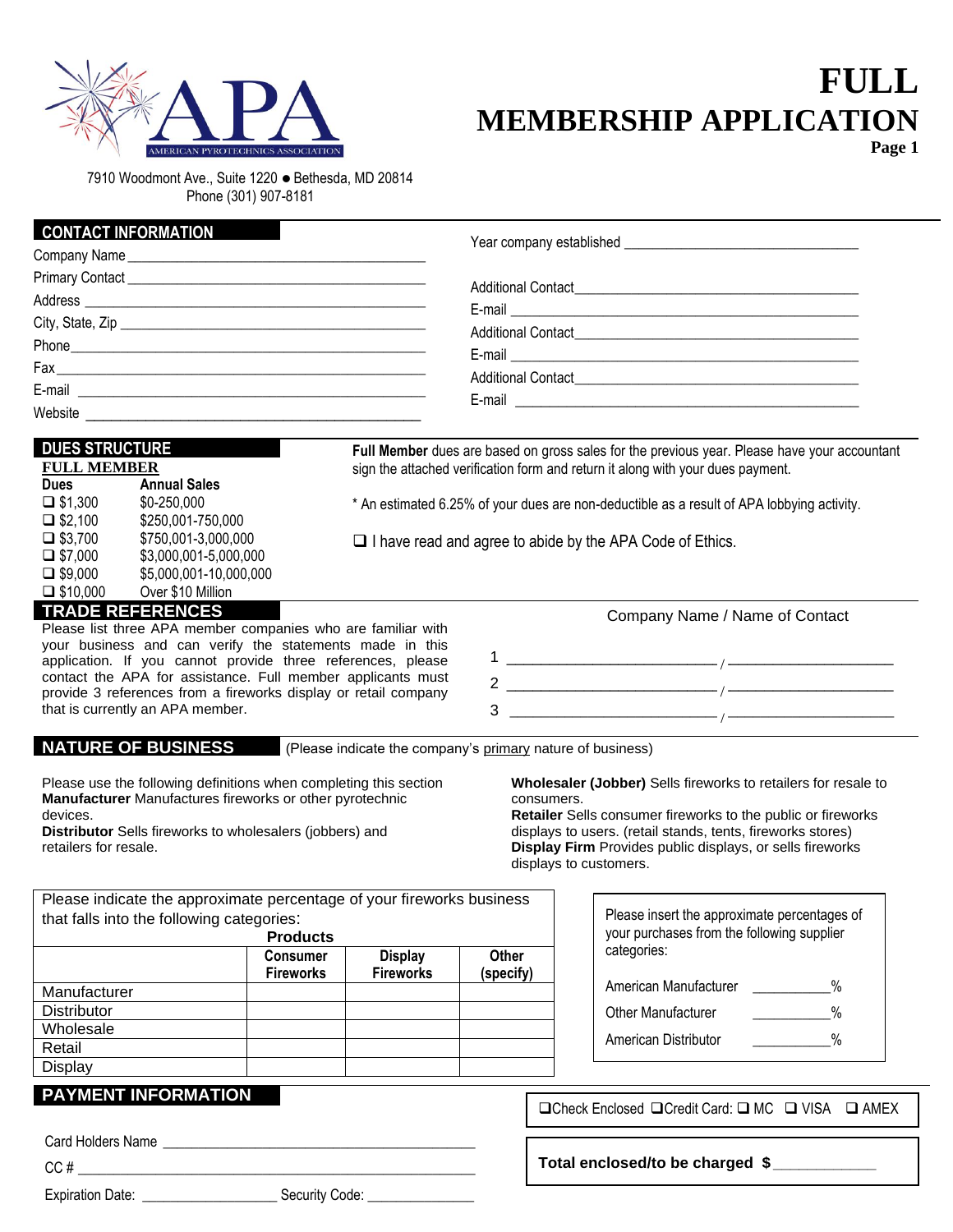# FULL MEMBERSHIP APPLICATION

Page 1

7910 Woodmont Ave., Suite 1220 ● Bethesda, MD 20814
Phone (301) 907-8181

## CONTACT INFORMATION

Company Name ________________________________________

Primary Contact ________________________________________

Address ________________________________________

City, State, Zip ________________________________________

Phone________________________________________

Fax________________________________________

E-mail ________________________________________

Website ________________________________________

Year company established ________________________________

Additional Contact________________________________________

E-mail ________________________________________

Additional Contact________________________________________

E-mail ________________________________________

Additional Contact________________________________________

E-mail ________________________________________

## DUES STRUCTURE

**FULL MEMBER**

| Dues | Annual Sales |
|---|---|
| ❑ $1,300 | $0-250,000 |
| ❑ $2,100 | $250,001-750,000 |
| ❑ $3,700 | $750,001-3,000,000 |
| ❑ $7,000 | $3,000,001-5,000,000 |
| ❑ $9,000 | $5,000,001-10,000,000 |
| ❑ $10,000 | Over $10 Million |

**Full Member** dues are based on gross sales for the previous year. Please have your accountant sign the attached verification form and return it along with your dues payment.

* An estimated 6.25% of your dues are non-deductible as a result of APA lobbying activity.

❑ I have read and agree to abide by the APA Code of Ethics.

## TRADE REFERENCES

Please list three APA member companies who are familiar with your business and can verify the statements made in this application. If you cannot provide three references, please contact the APA for assistance. Full member applicants must provide 3 references from a fireworks display or retail company that is currently an APA member.

Company Name / Name of Contact

1 ________________________ / ____________________

2 ________________________ / ____________________

3 ________________________ / ____________________

## NATURE OF BUSINESS

(Please indicate the company's primary nature of business)

Please use the following definitions when completing this section

**Manufacturer** Manufactures fireworks or other pyrotechnic devices.

**Distributor** Sells fireworks to wholesalers (jobbers) and retailers for resale.

**Wholesaler (Jobber)** Sells fireworks to retailers for resale to consumers.

**Retailer** Sells consumer fireworks to the public or fireworks displays to users. (retail stands, tents, fireworks stores)

**Display Firm** Provides public displays, or sells fireworks displays to customers.

Please indicate the approximate percentage of your fireworks business that falls into the following categories:

| | Products | | |
|---|---|---|---|
| | **Consumer Fireworks** | **Display Fireworks** | **Other (specify)** |
| Manufacturer | | | |
| Distributor | | | |
| Wholesale | | | |
| Retail | | | |
| Display | | | |

Please insert the approximate percentages of your purchases from the following supplier categories:

American Manufacturer __________%

Other Manufacturer __________%

American Distributor __________%

## PAYMENT INFORMATION

❑Check Enclosed ❑Credit Card: ❑ MC ❑ VISA ❑ AMEX

Card Holders Name ________________________________________

CC # ________________________________________

Expiration Date: __________________ Security Code: _______________

**Total enclosed/to be charged $**____________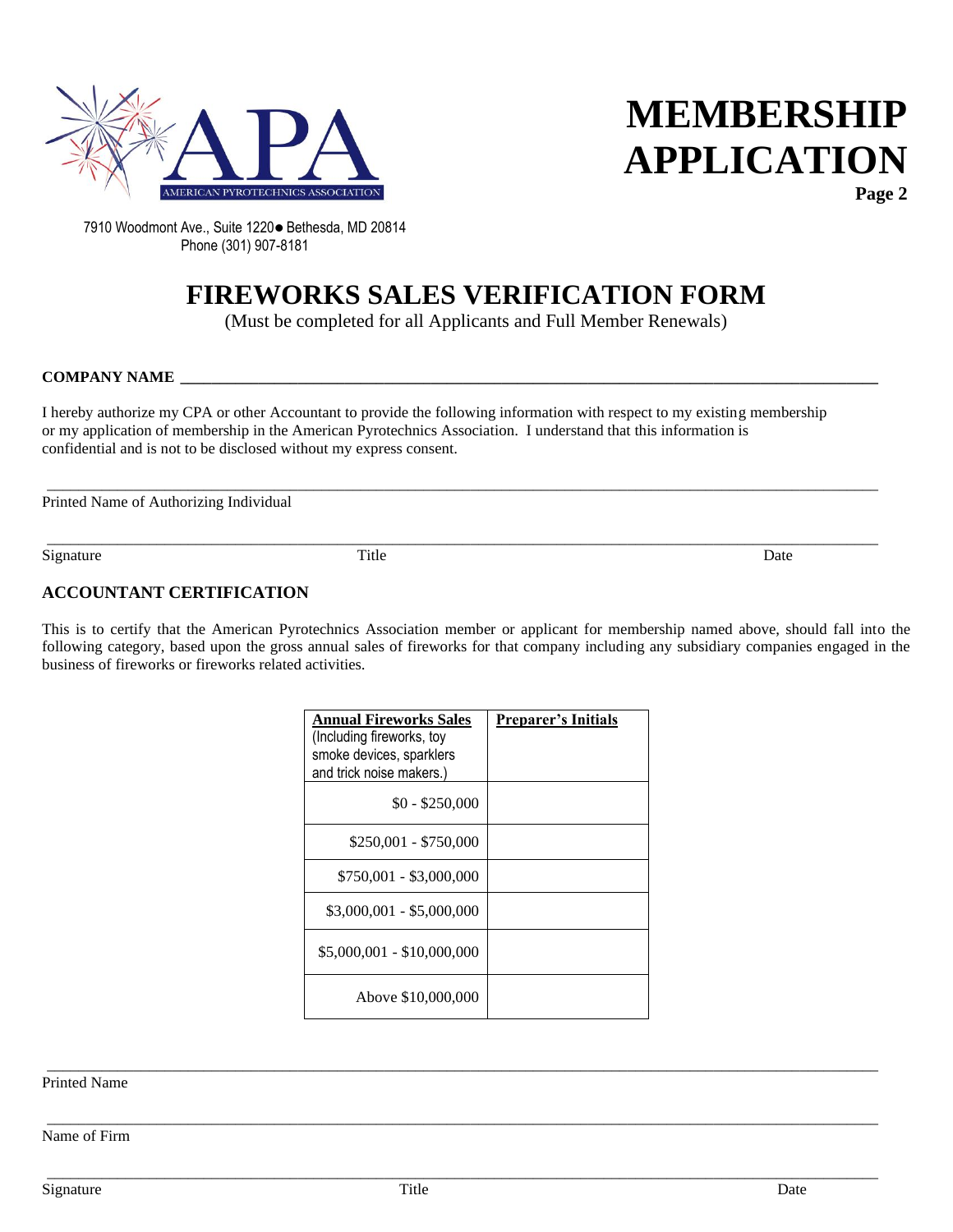AMERICAN PYROTECHNICS ASSOCIATION

# MEMBERSHIP APPLICATION

**Page 2**

7910 Woodmont Ave., Suite 1220● Bethesda, MD 20814
Phone (301) 907-8181

## FIREWORKS SALES VERIFICATION FORM

(Must be completed for all Applicants and Full Member Renewals)

**COMPANY NAME** ____________________________________________

I hereby authorize my CPA or other Accountant to provide the following information with respect to my existing membership or my application of membership in the American Pyrotechnics Association. I understand that this information is confidential and is not to be disclosed without my express consent.

____________________________________________
Printed Name of Authorizing Individual

____________________________________________
Signature Title Date

### ACCOUNTANT CERTIFICATION

This is to certify that the American Pyrotechnics Association member or applicant for membership named above, should fall into the following category, based upon the gross annual sales of fireworks for that company including any subsidiary companies engaged in the business of fireworks or fireworks related activities.

| **Annual Fireworks Sales** (Including fireworks, toy smoke devices, sparklers and trick noise makers.) | **Preparer's Initials** |
|---|---|
| $0 - $250,000 | |
| $250,001 - $750,000 | |
| $750,001 - $3,000,000 | |
| $3,000,001 - $5,000,000 | |
| $5,000,001 - $10,000,000 | |
| Above $10,000,000 | |

____________________________________________
Printed Name

____________________________________________
Name of Firm

____________________________________________
Signature Title Date